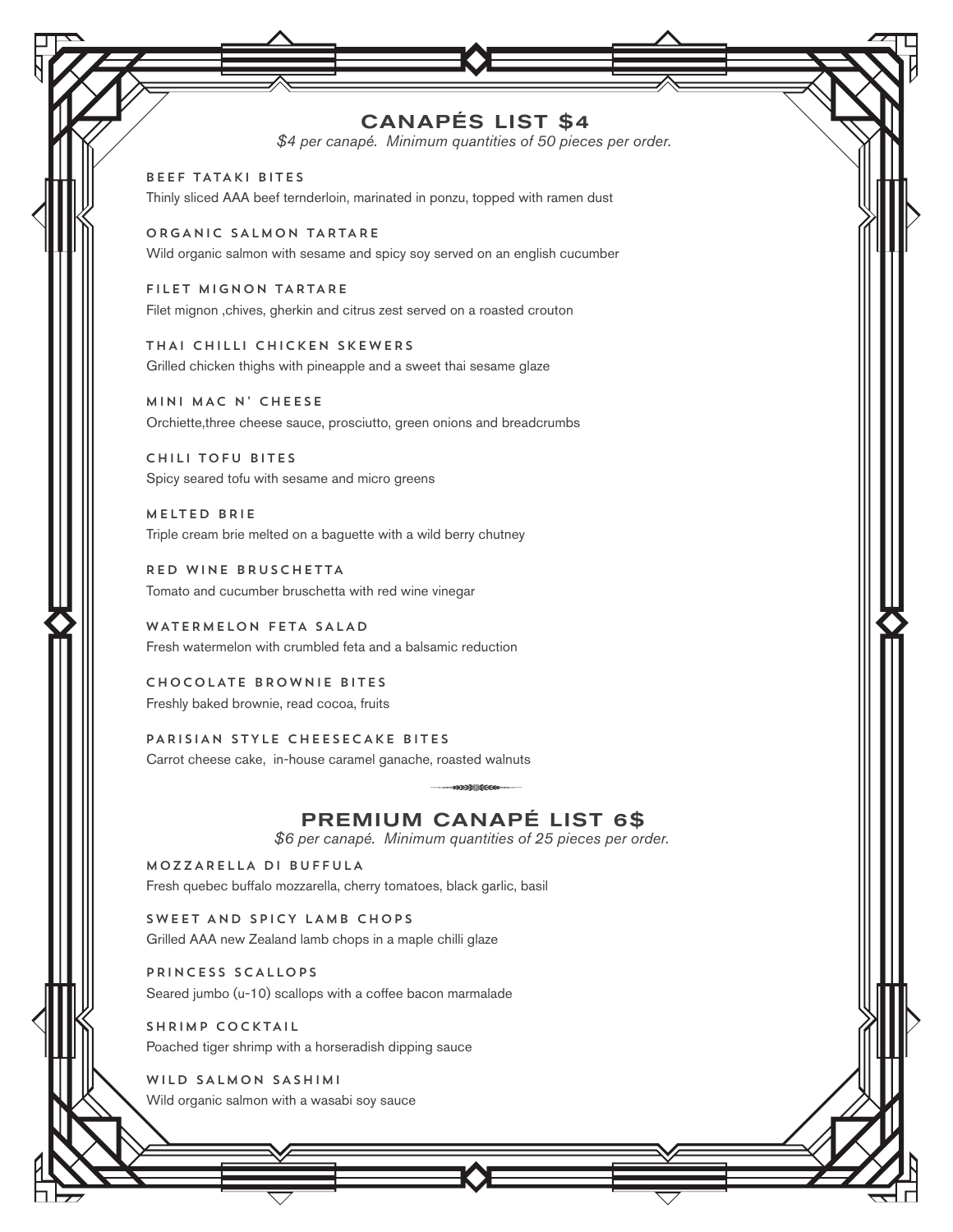## CANAPÉS LIST $4

*$4 per canapé. Minimum quantities of 50 pieces per order.*

**BEEF TATAKI BITES**
Thinly sliced AAA beef ternderloin, marinated in ponzu, topped with ramen dust

**ORGANIC SALMON TARTARE**
Wild organic salmon with sesame and spicy soy served on an english cucumber

**FILET MIGNON TARTARE**
Filet mignon ,chives, gherkin and citrus zest served on a roasted crouton

**THAI CHILLI CHICKEN SKEWERS**
Grilled chicken thighs with pineapple and a sweet thai sesame glaze

**MINI MAC N' CHEESE**
Orchiette,three cheese sauce, prosciutto, green onions and breadcrumbs

**CHILI TOFU BITES**
Spicy seared tofu with sesame and micro greens

**MELTED BRIE**
Triple cream brie melted on a baguette with a wild berry chutney

**RED WINE BRUSCHETTA**
Tomato and cucumber bruschetta with red wine vinegar

**WATERMELON FETA SALAD**
Fresh watermelon with crumbled feta and a balsamic reduction

**CHOCOLATE BROWNIE BITES**
Freshly baked brownie, read cocoa, fruits

**PARISIAN STYLE CHEESECAKE BITES**
Carrot cheese cake, in-house caramel ganache, roasted walnuts

## PREMIUM CANAPÉ LIST 6$

*$6 per canapé. Minimum quantities of 25 pieces per order.*

**MOZZARELLA DI BUFFULA**
Fresh quebec buffalo mozzarella, cherry tomatoes, black garlic, basil

**SWEET AND SPICY LAMB CHOPS**
Grilled AAA new Zealand lamb chops in a maple chilli glaze

**PRINCESS SCALLOPS**
Seared jumbo (u-10) scallops with a coffee bacon marmalade

**SHRIMP COCKTAIL**
Poached tiger shrimp with a horseradish dipping sauce

**WILD SALMON SASHIMI**
Wild organic salmon with a wasabi soy sauce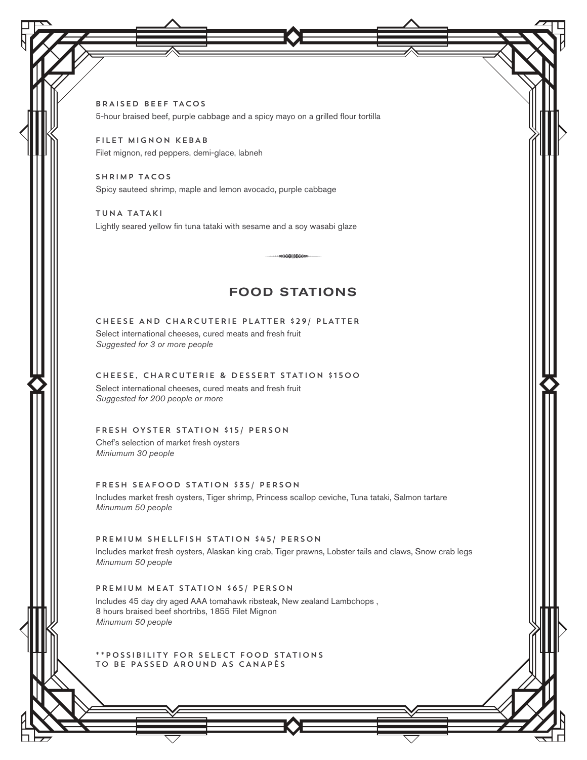### BRAISED BEEF TACOS

5-hour braised beef, purple cabbage and a spicy mayo on a grilled flour tortilla

### FILET MIGNON KEBAB

Filet mignon, red peppers, demi-glace, labneh

### SHRIMP TACOS

Spicy sauteed shrimp, maple and lemon avocado, purple cabbage

### TUNA TATAKI

Lightly seared yellow fin tuna tataki with sesame and a soy wasabi glaze

## FOOD STATIONS

### CHEESE AND CHARCUTERIE PLATTER $29/ PLATTER

Select international cheeses, cured meats and fresh fruit
*Suggested for 3 or more people*

### CHEESE, CHARCUTERIE & DESSERT STATION $1500

Select international cheeses, cured meats and fresh fruit
*Suggested for 200 people or more*

### FRESH OYSTER STATION $15/ PERSON

Chef's selection of market fresh oysters
*Miniumum 30 people*

### FRESH SEAFOOD STATION $35/ PERSON

Includes market fresh oysters, Tiger shrimp, Princess scallop ceviche, Tuna tataki, Salmon tartare
*Minumum 50 people*

### PREMIUM SHELLFISH STATION $45/ PERSON

Includes market fresh oysters, Alaskan king crab, Tiger prawns, Lobster tails and claws, Snow crab legs
*Minumum 50 people*

### PREMIUM MEAT STATION $65/ PERSON

Includes 45 day dry aged AAA tomahawk ribsteak, New zealand Lambchops ,
8 hours braised beef shortribs, 1855 Filet Mignon
*Minumum 50 people*

**POSSIBILITY FOR SELECT FOOD STATIONS TO BE PASSED AROUND AS CANAPÉS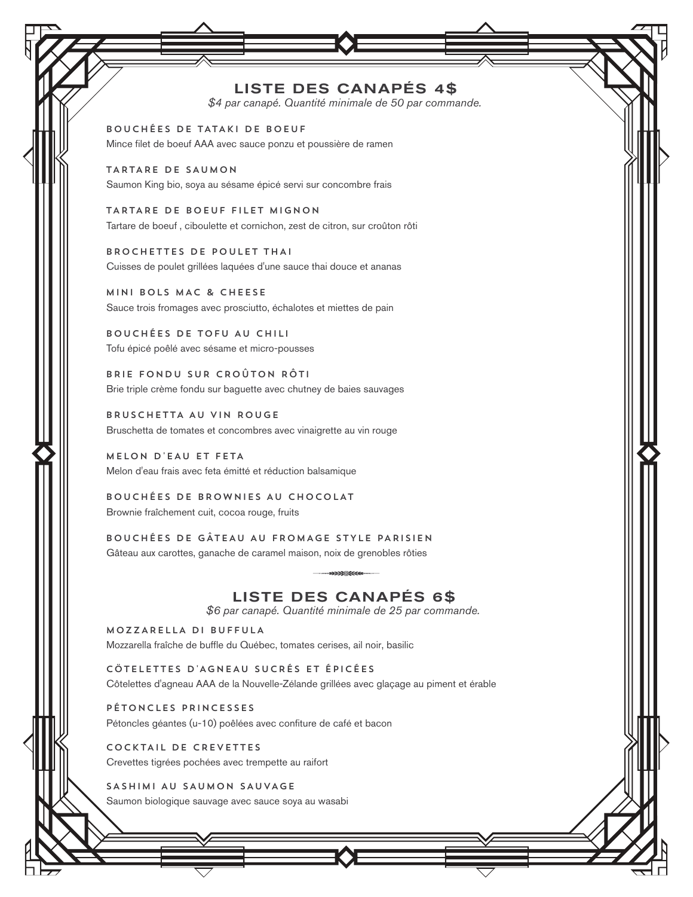## LISTE DES CANAPÉS 4$

*$4 par canapé. Quantité minimale de 50 par commande.*

### BOUCHÉES DE TATAKI DE BOEUF

Mince filet de boeuf AAA avec sauce ponzu et poussière de ramen

### TARTARE DE SAUMON

Saumon King bio, soya au sésame épicé servi sur concombre frais

### TARTARE DE BOEUF FILET MIGNON

Tartare de boeuf , ciboulette et cornichon, zest de citron, sur croûton rôti

### BROCHETTES DE POULET THAI

Cuisses de poulet grillées laquées d'une sauce thai douce et ananas

### MINI BOLS MAC & CHEESE

Sauce trois fromages avec prosciutto, échalotes et miettes de pain

### BOUCHÉES DE TOFU AU CHILI

Tofu épicé poêlé avec sésame et micro-pousses

### BRIE FONDU SUR CROÛTON RÔTI

Brie triple crème fondu sur baguette avec chutney de baies sauvages

### BRUSCHETTA AU VIN ROUGE

Bruschetta de tomates et concombres avec vinaigrette au vin rouge

### MELON D'EAU ET FETA

Melon d'eau frais avec feta émitté et réduction balsamique

### BOUCHÉES DE BROWNIES AU CHOCOLAT

Brownie fraîchement cuit, cocoa rouge, fruits

### BOUCHÉES DE GÂTEAU AU FROMAGE STYLE PARISIEN

Gâteau aux carottes, ganache de caramel maison, noix de grenobles rôties

## LISTE DES CANAPÉS 6$

*$6 par canapé. Quantité minimale de 25 par commande.*

### MOZZARELLA DI BUFFULA

Mozzarella fraîche de buffle du Québec, tomates cerises, ail noir, basilic

### CÖTELETTES D'AGNEAU SUCRÉS ET ÉPICÉES

Côtelettes d'agneau AAA de la Nouvelle-Zélande grillées avec glaçage au piment et érable

### PÉTONCLES PRINCESSES

Pétoncles géantes (u-10) poêlées avec confiture de café et bacon

### COCKTAIL DE CREVETTES

Crevettes tigrées pochées avec trempette au raifort

### SASHIMI AU SAUMON SAUVAGE

Saumon biologique sauvage avec sauce soya au wasabi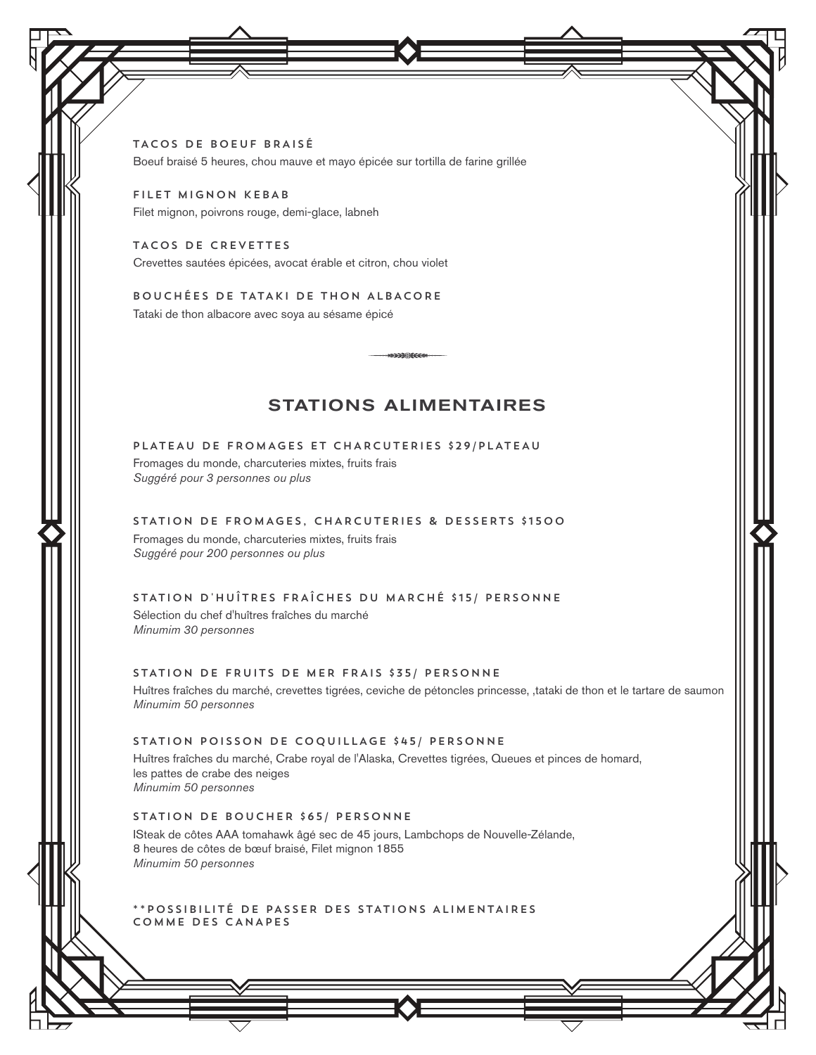### TACOS DE BOEUF BRAISÉ

Boeuf braisé 5 heures, chou mauve et mayo épicée sur tortilla de farine grillée

### FILET MIGNON KEBAB

Filet mignon, poivrons rouge, demi-glace, labneh

### TACOS DE CREVETTES

Crevettes sautées épicées, avocat érable et citron, chou violet

### BOUCHÉES DE TATAKI DE THON ALBACORE

Tataki de thon albacore avec soya au sésame épicé

## STATIONS ALIMENTAIRES

### PLATEAU DE FROMAGES ET CHARCUTERIES $29/PLATEAU

Fromages du monde, charcuteries mixtes, fruits frais
*Suggéré pour 3 personnes ou plus*

### STATION DE FROMAGES, CHARCUTERIES & DESSERTS $1500

Fromages du monde, charcuteries mixtes, fruits frais
*Suggéré pour 200 personnes ou plus*

### STATION D'HUÎTRES FRAÎCHES DU MARCHÉ $15/ PERSONNE

Sélection du chef d'huîtres fraîches du marché
*Minumim 30 personnes*

### STATION DE FRUITS DE MER FRAIS $35/ PERSONNE

Huîtres fraîches du marché, crevettes tigrées, ceviche de pétoncles princesse, ,tataki de thon et le tartare de saumon
*Minumim 50 personnes*

### STATION POISSON DE COQUILLAGE $45/ PERSONNE

Huîtres fraîches du marché, Crabe royal de l'Alaska, Crevettes tigrées, Queues et pinces de homard, les pattes de crabe des neiges
*Minumim 50 personnes*

### STATION DE BOUCHER $65/ PERSONNE

ISteak de côtes AAA tomahawk âgé sec de 45 jours, Lambchops de Nouvelle-Zélande, 8 heures de côtes de bœuf braisé, Filet mignon 1855
*Minumim 50 personnes*

**POSSIBILITÉ DE PASSER DES STATIONS ALIMENTAIRES COMME DES CANAPES